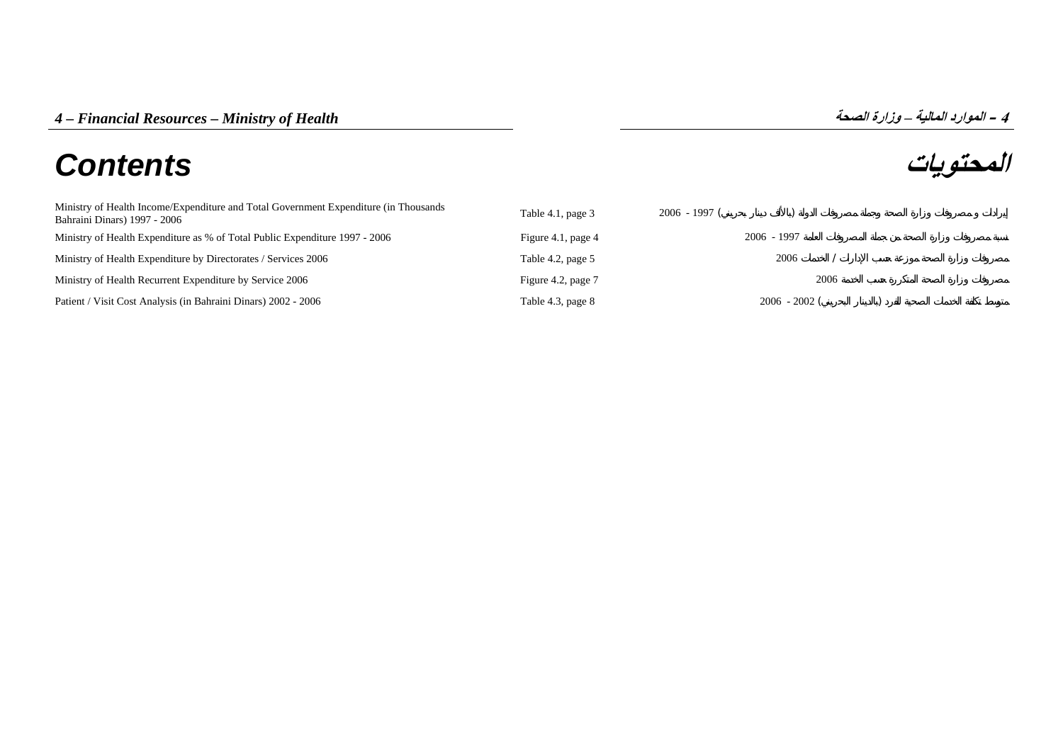# 4 – Financial Resources – Ministry of Health

# 4 – الموارد المالية – وزارة الصحة

## Contents

## المحتويات

| | | |
|---|---|---|
| Ministry of Health Income/Expenditure and Total Government Expenditure (in Thousands Bahraini Dinars) 1997 - 2006 | Table 4.1, page 3 | إيرادات و مصروفات وزارة الصحة وجملة مصروفات الدولة (بالألف دينار بحريني) 1997 - 2006 |
| Ministry of Health Expenditure as % of Total Public Expenditure 1997 - 2006 | Figure 4.1, page 4 | نسبة مصروفات وزارة الصحة من جملة المصروفات العامة 1997 - 2006 |
| Ministry of Health Expenditure by Directorates / Services 2006 | Table 4.2, page 5 | مصروفات وزارة الصحة موزعة حسب الإدارات / الخدمات 2006 |
| Ministry of Health Recurrent Expenditure by Service 2006 | Figure 4.2, page 7 | مصروفات وزارة الصحة المتكررة حسب الخدمة 2006 |
| Patient / Visit Cost Analysis (in Bahraini Dinars) 2002 - 2006 | Table 4.3, page 8 | متوسط تكلفة الخدمات الصحية للفرد (بالدينار البحريني) 2002 - 2006 |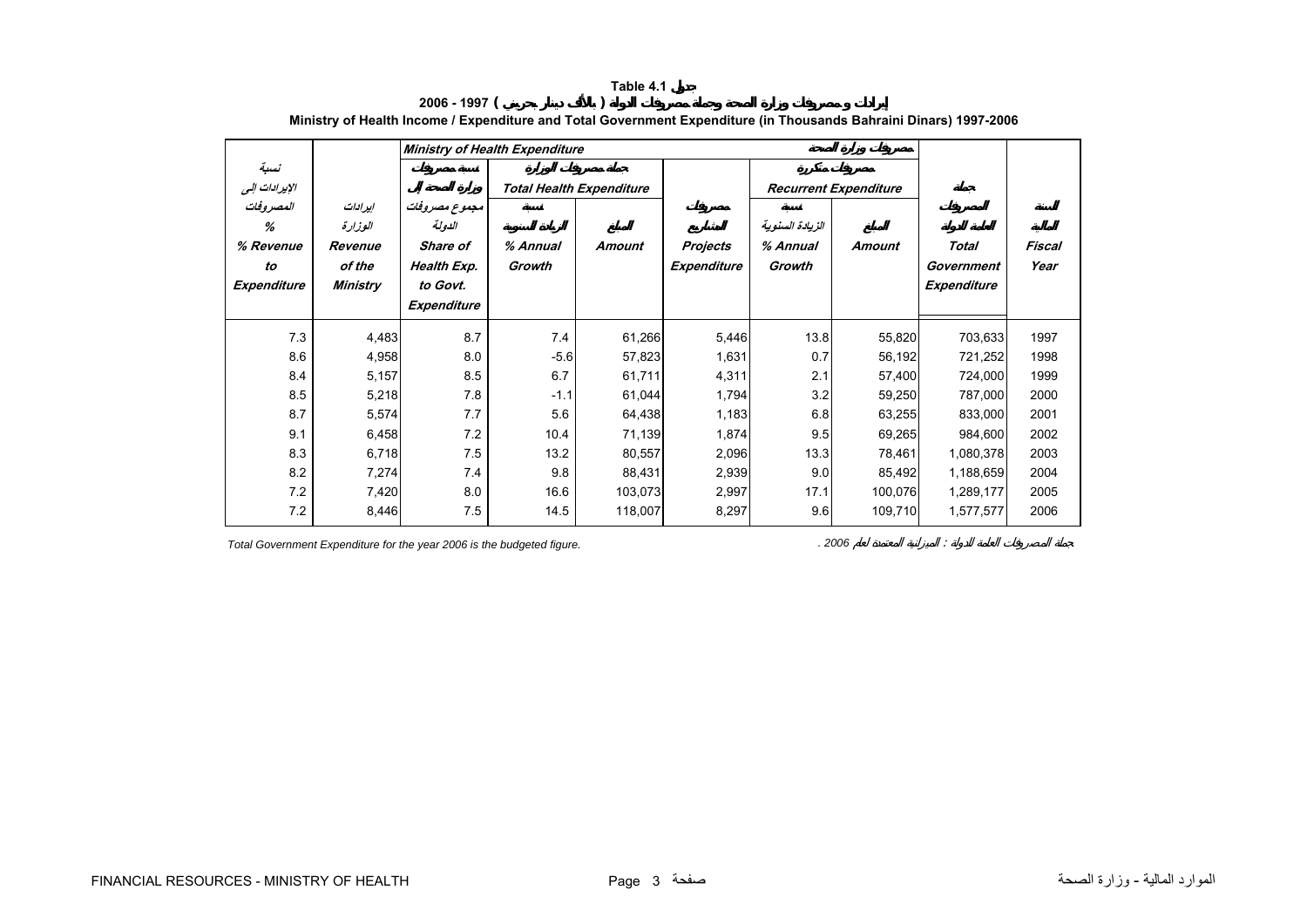**Table 4.1 جدول**

**إيرادات ومصروفات وزارة الصحة وجملة مصروفات الدولة ( بالألف دينار بحريني ) 1997 - 2006**

**Ministry of Health Income / Expenditure and Total Government Expenditure (in Thousands Bahraini Dinars) 1997-2006**

| نسبة الإيرادات إلى المصروفات % *% Revenue to Expenditure* | إيرادات الوزارة *Revenue of the Ministry* | *Ministry of Health Expenditure* مصروفات وزارة الصحة | | | | | | جملة المصروفات العامة للدولة *Total Government Expenditure* | السنة المالية *Fiscal Year* |
|---|---|---|---|---|---|---|---|---|---|
| | | نسبة مصروفات وزارة الصحة إلى مجموع مصروفات الدولة *Share of Health Exp. to Govt. Expenditure* | جملة مصروفات الوزارة *Total Health Expenditure* | | مصروفات المشاريع *Projects Expenditure* | مصروفات متكررة *Recurrent Expenditure* | | | |
| | | | نسبة الزيادة السنوية *% Annual Growth* | المبلغ *Amount* | | نسبة الزيادة السنوية *% Annual Growth* | المبلغ *Amount* | | |
| 7.3 | 4,483 | 8.7 | 7.4 | 61,266 | 5,446 | 13.8 | 55,820 | 703,633 | 1997 |
| 8.6 | 4,958 | 8.0 | -5.6 | 57,823 | 1,631 | 0.7 | 56,192 | 721,252 | 1998 |
| 8.4 | 5,157 | 8.5 | 6.7 | 61,711 | 4,311 | 2.1 | 57,400 | 724,000 | 1999 |
| 8.5 | 5,218 | 7.8 | -1.1 | 61,044 | 1,794 | 3.2 | 59,250 | 787,000 | 2000 |
| 8.7 | 5,574 | 7.7 | 5.6 | 64,438 | 1,183 | 6.8 | 63,255 | 833,000 | 2001 |
| 9.1 | 6,458 | 7.2 | 10.4 | 71,139 | 1,874 | 9.5 | 69,265 | 984,600 | 2002 |
| 8.3 | 6,718 | 7.5 | 13.2 | 80,557 | 2,096 | 13.3 | 78,461 | 1,080,378 | 2003 |
| 8.2 | 7,274 | 7.4 | 9.8 | 88,431 | 2,939 | 9.0 | 85,492 | 1,188,659 | 2004 |
| 7.2 | 7,420 | 8.0 | 16.6 | 103,073 | 2,997 | 17.1 | 100,076 | 1,289,177 | 2005 |
| 7.2 | 8,446 | 7.5 | 14.5 | 118,007 | 8,297 | 9.6 | 109,710 | 1,577,577 | 2006 |

*Total Government Expenditure for the year 2006 is the budgeted figure.*

جملة المصروفات العامة للدولة : الميزانية المعتمدة لعام 2006 .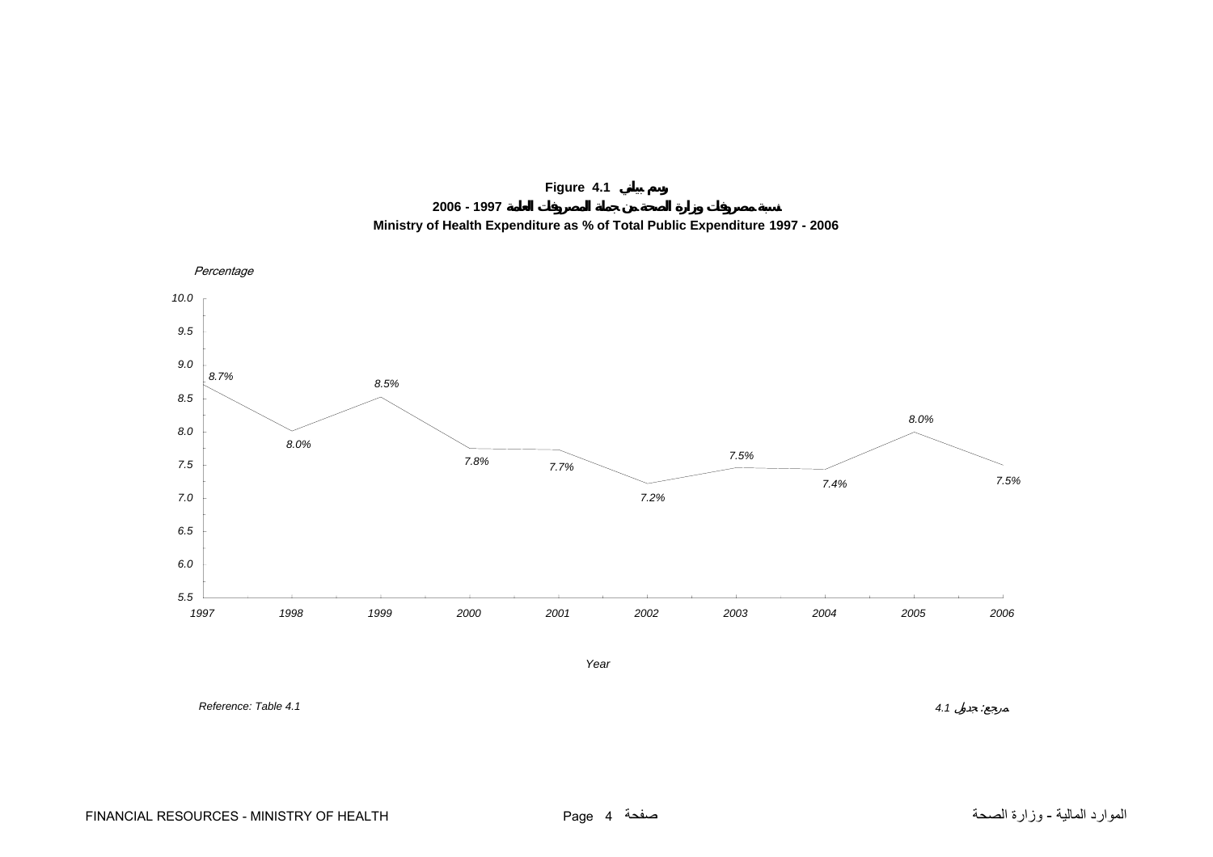**Figure 4.1 رسم بياني**

**نسبة مصروفات وزارة الصحة من جملة المصروفات العامة 1997 - 2006**

**Ministry of Health Expenditure as % of Total Public Expenditure 1997 - 2006**

| Year | Percentage |
|---|---|
| 1997 | 8.7% |
| 1998 | 8.0% |
| 1999 | 8.5% |
| 2000 | 7.8% |
| 2001 | 7.7% |
| 2002 | 7.2% |
| 2003 | 7.5% |
| 2004 | 7.4% |
| 2005 | 8.0% |
| 2006 | 7.5% |

*Reference: Table 4.1*

*مرجع: جدول 4.1*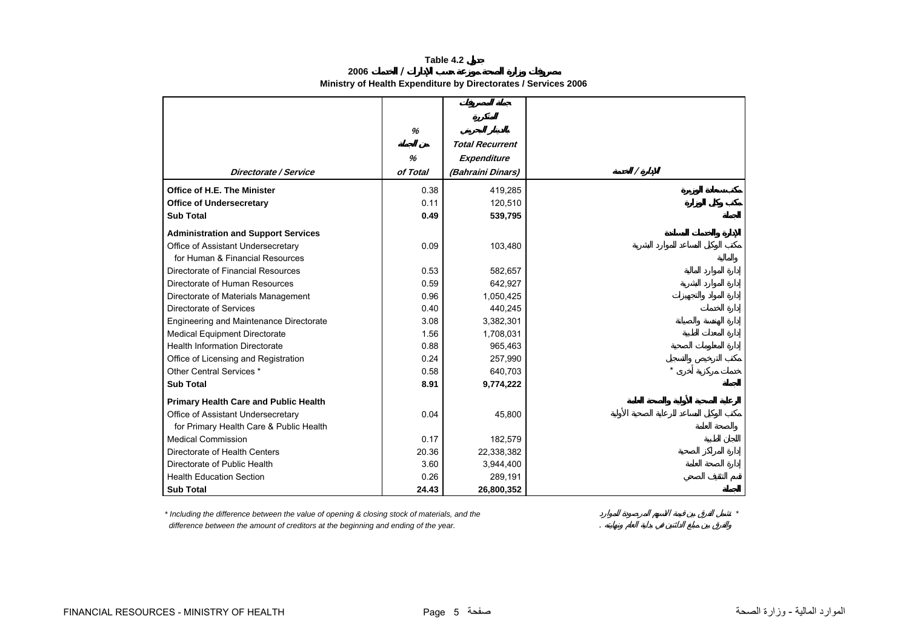# Table 4.2 جدول

## 2006 مصروفات وزارة الصحة موزعة حسب الإدارات / الخدمات

## Ministry of Health Expenditure by Directorates / Services 2006

| Directorate / Service | % من الجملة % of Total | جملة المصروفات المتكررة بالدينار البحريني Total Recurrent Expenditure (Bahraini Dinars) | الإدارة / الخدمة |
|---|---|---|---|
| **Office of H.E. The Minister** | 0.38 | 419,285 | **مكتب سعادة الوزيرة** |
| **Office of Undersecretary** | 0.11 | 120,510 | **مكتب وكيل الوزارة** |
| **Sub Total** | **0.49** | **539,795** | **الجملة** |
| **Administration and Support Services** | | | **الإدارة والخدمات المساندة** |
| Office of Assistant Undersecretary for Human & Financial Resources | 0.09 | 103,480 | مكتب الوكيل المساعد للموارد البشرية والمالية |
| Directorate of Financial Resources | 0.53 | 582,657 | إدارة الموارد المالية |
| Directorate of Human Resources | 0.59 | 642,927 | إدارة الموارد البشرية |
| Directorate of Materials Management | 0.96 | 1,050,425 | إدارة المواد والتجهيزات |
| Directorate of Services | 0.40 | 440,245 | إدارة الخدمات |
| Engineering and Maintenance Directorate | 3.08 | 3,382,301 | إدارة الهندسة والصيانة |
| Medical Equipment Directorate | 1.56 | 1,708,031 | إدارة المعدات الطبية |
| Health Information Directorate | 0.88 | 965,463 | إدارة المعلومات الصحية |
| Office of Licensing and Registration | 0.24 | 257,990 | مكتب الترخيص والتسجيل |
| Other Central Services * | 0.58 | 640,703 | خدمات مركزية أخرى * |
| **Sub Total** | **8.91** | **9,774,222** | **الجملة** |
| **Primary Health Care and Public Health** | | | **الرعاية الصحية الأولية والصحة العامة** |
| Office of Assistant Undersecretary for Primary Health Care & Public Health | 0.04 | 45,800 | مكتب الوكيل المساعد للرعاية الصحية الأولية والصحة العامة |
| Medical Commission | 0.17 | 182,579 | اللجان الطبية |
| Directorate of Health Centers | 20.36 | 22,338,382 | إدارة المراكز الصحية |
| Directorate of Public Health | 3.60 | 3,944,400 | إدارة الصحة العامة |
| Health Education Section | 0.26 | 289,191 | قسم التثقيف الصحي |
| **Sub Total** | **24.43** | **26,800,352** | **الجملة** |

\* Including the difference between the value of opening & closing stock of materials, and the difference between the amount of creditors at the beginning and ending of the year.

\* تشمل الفرق بين قيمة الأسهم المرصودة للموارد والفرق بين مبلغ الدائنين في بداية العام ونهايته .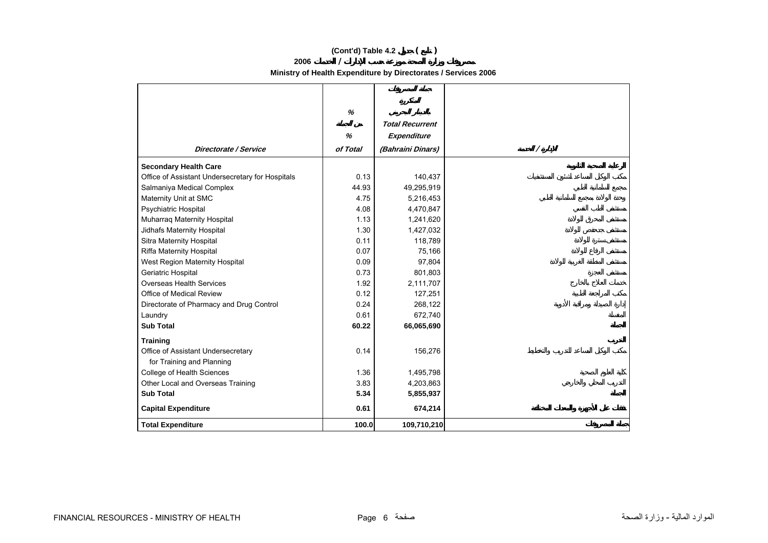**(Cont'd) Table 4.2 جدول ( تابع )**

**2006 مصروفات وزارة الصحة موزعة حسب الإدارات / الخدمات**

**Ministry of Health Expenditure by Directorates / Services 2006**

| *Directorate / Service* | % من الجملة % *of Total* | جملة المصروفات المتكررة بالدينار البحريني *Total Recurrent Expenditure (Bahraini Dinars)* | الإدارة / الخدمة |
|---|---|---|---|
| **Secondary Health Care** | | | **الرعاية الصحية الثانوية** |
| Office of Assistant Undersecretary for Hospitals | 0.13 | 140,437 | مكتب الوكيل المساعد لشئون المستشفيات |
| Salmaniya Medical Complex | 44.93 | 49,295,919 | مجمع السلمانية الطبي |
| Maternity Unit at SMC | 4.75 | 5,216,453 | وحدة الولادة بمجمع السلمانية الطبي |
| Psychiatric Hospital | 4.08 | 4,470,847 | مستشفى الطب النفسي |
| Muharraq Maternity Hospital | 1.13 | 1,241,620 | مستشفى المحرق للولادة |
| Jidhafs Maternity Hospital | 1.30 | 1,427,032 | مستشفى جدحفص للولادة |
| Sitra Maternity Hospital | 0.11 | 118,789 | مستشفى سترة للولادة |
| Riffa Maternity Hospital | 0.07 | 75,166 | مستشفى الرفاع للولادة |
| West Region Maternity Hospital | 0.09 | 97,804 | مستشفى المنطقة الغربية للولادة |
| Geriatric Hospital | 0.73 | 801,803 | مستشفى العجزة |
| Overseas Health Services | 1.92 | 2,111,707 | خدمات العلاج بالخارج |
| Office of Medical Review | 0.12 | 127,251 | مكتب المراجعة الطبية |
| Directorate of Pharmacy and Drug Control | 0.24 | 268,122 | إدارة الصيدلة ومراقبة الأدوية |
| Laundry | 0.61 | 672,740 | المغسلة |
| **Sub Total** | **60.22** | **66,065,690** | **الجملة** |
| **Training** | | | **التدريب** |
| Office of Assistant Undersecretary for Training and Planning | 0.14 | 156,276 | مكتب الوكيل المساعد للتدريب والتخطيط |
| College of Health Sciences | 1.36 | 1,495,798 | كلية العلوم الصحية |
| Other Local and Overseas Training | 3.83 | 4,203,863 | التدريب المحلي والخارجي |
| **Sub Total** | **5.34** | **5,855,937** | **الجملة** |
| **Capital Expenditure** | **0.61** | **674,214** | **نفقات على الأجهزة والمعدات المختلفة** |
| **Total Expenditure** | **100.0** | **109,710,210** | **جملة المصروفات** |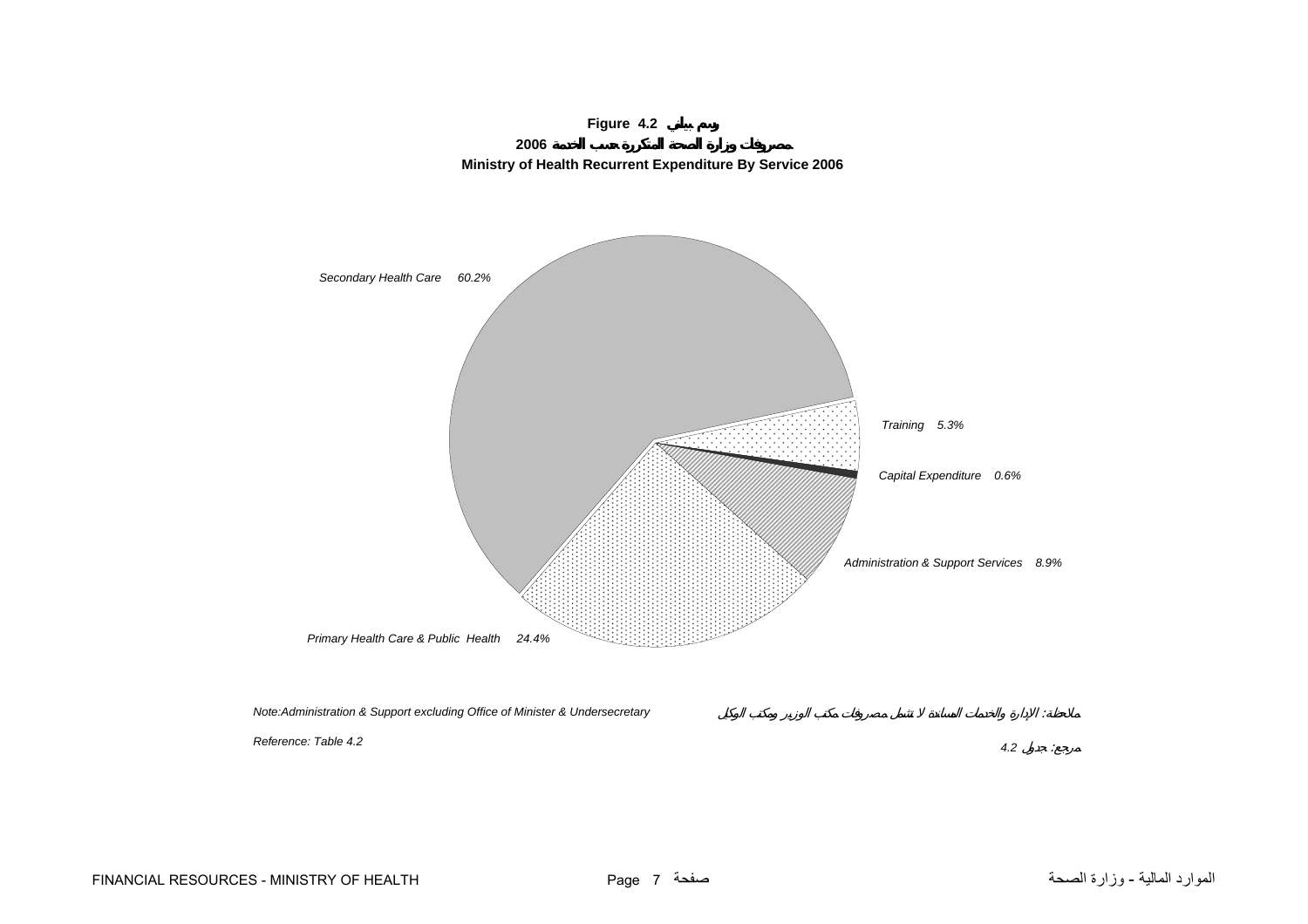**Figure 4.2 رسم بياني**

**مصروفات وزارة الصحة المتكررة حسب الخدمة 2006**

**Ministry of Health Recurrent Expenditure By Service 2006**

*Secondary Health Care 60.2%*

*Training 5.3%*

*Capital Expenditure 0.6%*

*Administration & Support Services 8.9%*

*Primary Health Care & Public Health 24.4%*

*Note:Administration & Support excluding Office of Minister & Undersecretary*

*ملاحظة: الإدارة والخدمات المساندة لا تشمل مصروفات مكتب الوزير ومكتب الوكيل*

*Reference: Table 4.2*

*مرجع: جدول 4.2*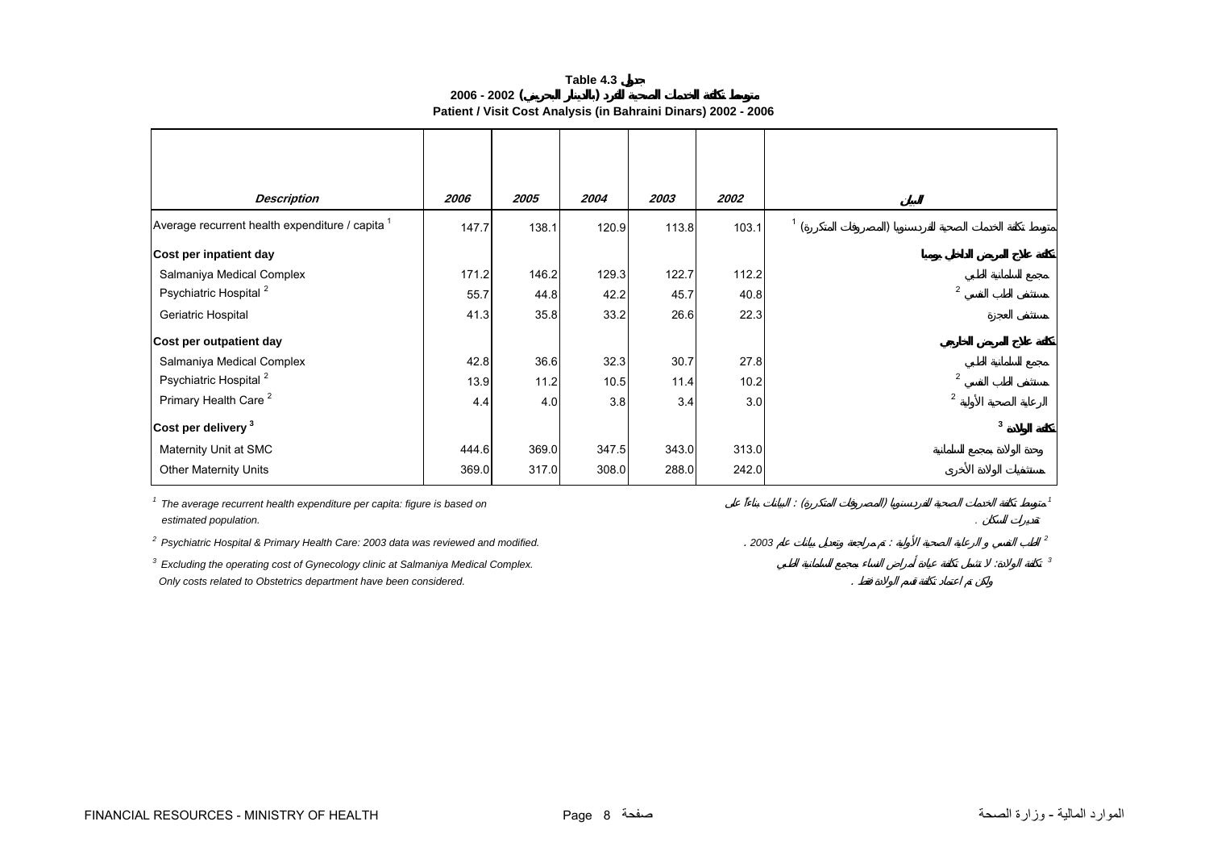**Table 4.3 جدول**

**2006 - 2002 (بالدينار البحريني) متوسط تكلفة الخدمات الصحية للفرد**

**Patient / Visit Cost Analysis (in Bahraini Dinars) 2002 - 2006**

| Description | 2006 | 2005 | 2004 | 2003 | 2002 | البيان |
|---|---|---|---|---|---|---|
| Average recurrent health expenditure / capita [1] | 147.7 | 138.1 | 120.9 | 113.8 | 103.1 | متوسط تكلفة الخدمات الصحية للفرد سنويا (المصروفات المتكررة) [1] |
| **Cost per inpatient day** | | | | | | **تكلفة علاج المريض الداخلي يوميا** |
| Salmaniya Medical Complex | 171.2 | 146.2 | 129.3 | 122.7 | 112.2 | مجمع السلمانية الطبي |
| Psychiatric Hospital [2] | 55.7 | 44.8 | 42.2 | 45.7 | 40.8 | مستشفى الطب النفسي [2] |
| Geriatric Hospital | 41.3 | 35.8 | 33.2 | 26.6 | 22.3 | مستشفى العجزة |
| **Cost per outpatient day** | | | | | | **تكلفة علاج المريض الخارجي يوميا** |
| Salmaniya Medical Complex | 42.8 | 36.6 | 32.3 | 30.7 | 27.8 | مجمع السلمانية الطبي |
| Psychiatric Hospital [2] | 13.9 | 11.2 | 10.5 | 11.4 | 10.2 | مستشفى الطب النفسي [2] |
| Primary Health Care [2] | 4.4 | 4.0 | 3.8 | 3.4 | 3.0 | الرعاية الصحية الأولية [2] |
| **Cost per delivery [3]** | | | | | | **تكلفة الولادة [3]** |
| Maternity Unit at SMC | 444.6 | 369.0 | 347.5 | 343.0 | 313.0 | وحدة الولادة بمجمع السلمانية |
| Other Maternity Units | 369.0 | 317.0 | 308.0 | 288.0 | 242.0 | مستشفيات الولادة الأخرى |

[1] *The average recurrent health expenditure per capita: figure is based on estimated population.*

[1] متوسط تكلفة الخدمات الصحية للفرد سنويا (المصروفات المتكررة) : البيانات بناءاً على تقديرات السكان .

[2] *Psychiatric Hospital & Primary Health Care: 2003 data was reviewed and modified.*

[2] الطب النفسي و الرعاية الصحية الأولية : تم مراجعة وتعديل بيانات عام 2003 .

[3] *Excluding the operating cost of Gynecology clinic at Salmaniya Medical Complex. Only costs related to Obstetrics department have been considered.*

[3] تكلفة الولادة: لا تشمل تكلفة عيادة أمراض النساء بمجمع السلمانية الطبي ولكن تم اعتماد تكلفة قسم الولادة فقط .